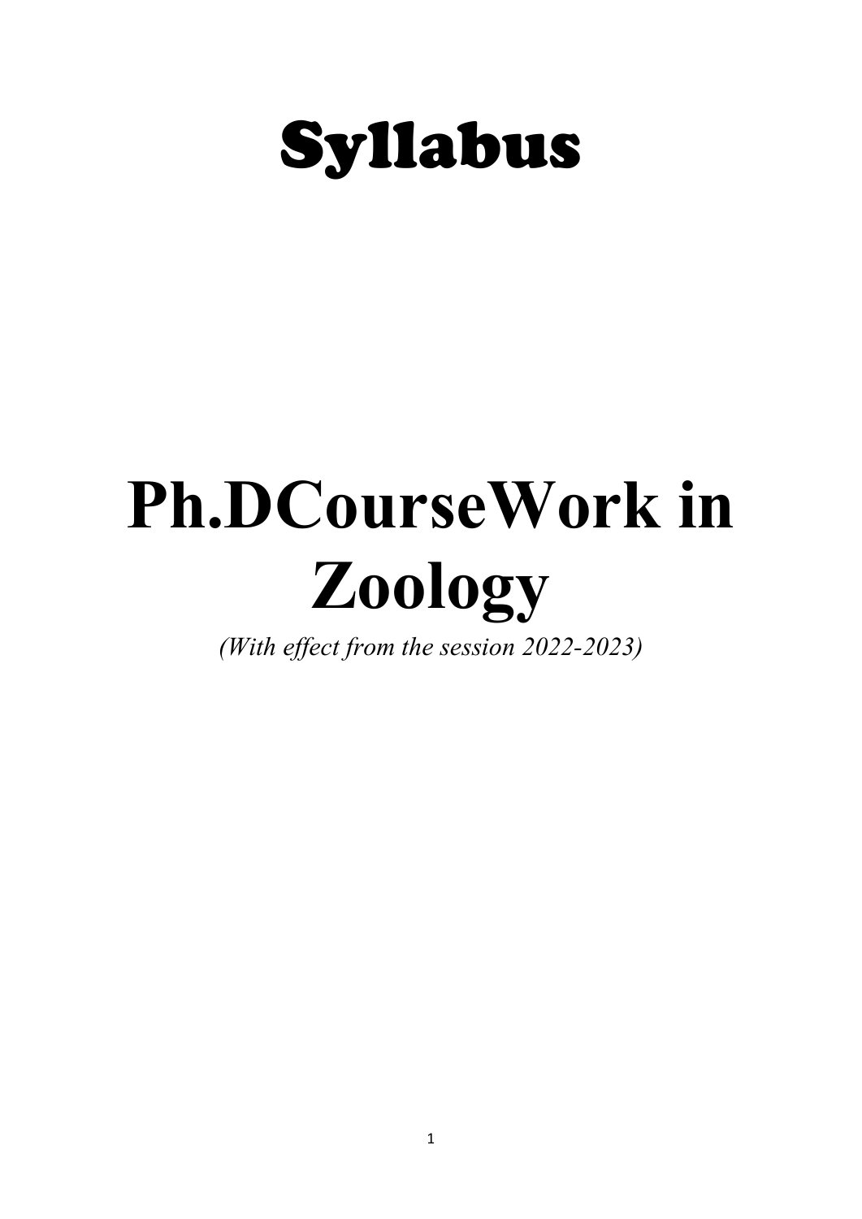# Syllabus

# Ph.DCourseWork in Zoology

*(With effect from the session 2022-2023)*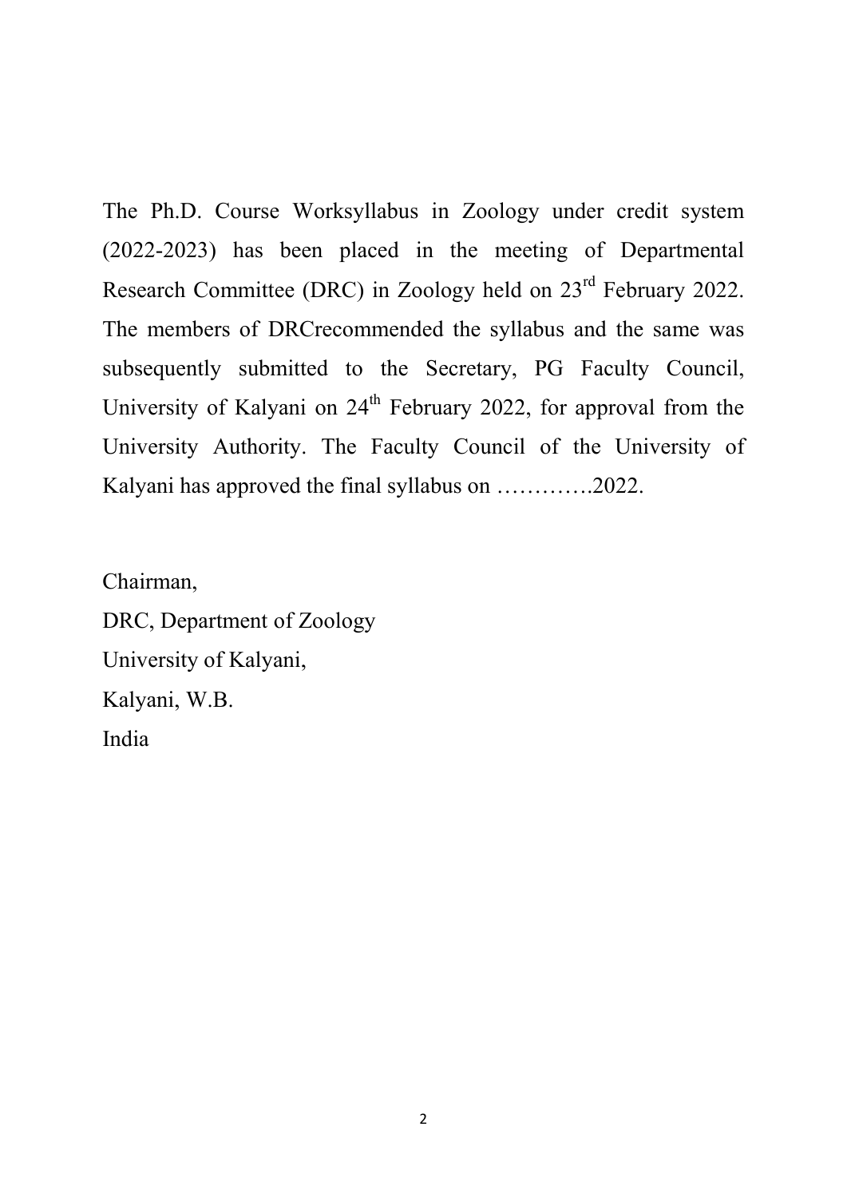The Ph.D. Course Worksyllabus in Zoology under credit system (2022-2023) has been placed in the meeting of Departmental Research Committee (DRC) in Zoology held on 23rd February 2022. The members of DRCrecommended the syllabus and the same was subsequently submitted to the Secretary, PG Faculty Council, University of Kalyani on 24th February 2022, for approval from the University Authority. The Faculty Council of the University of Kalyani has approved the final syllabus on ………….2022.

Chairman,
DRC, Department of Zoology
University of Kalyani,
Kalyani, W.B.
India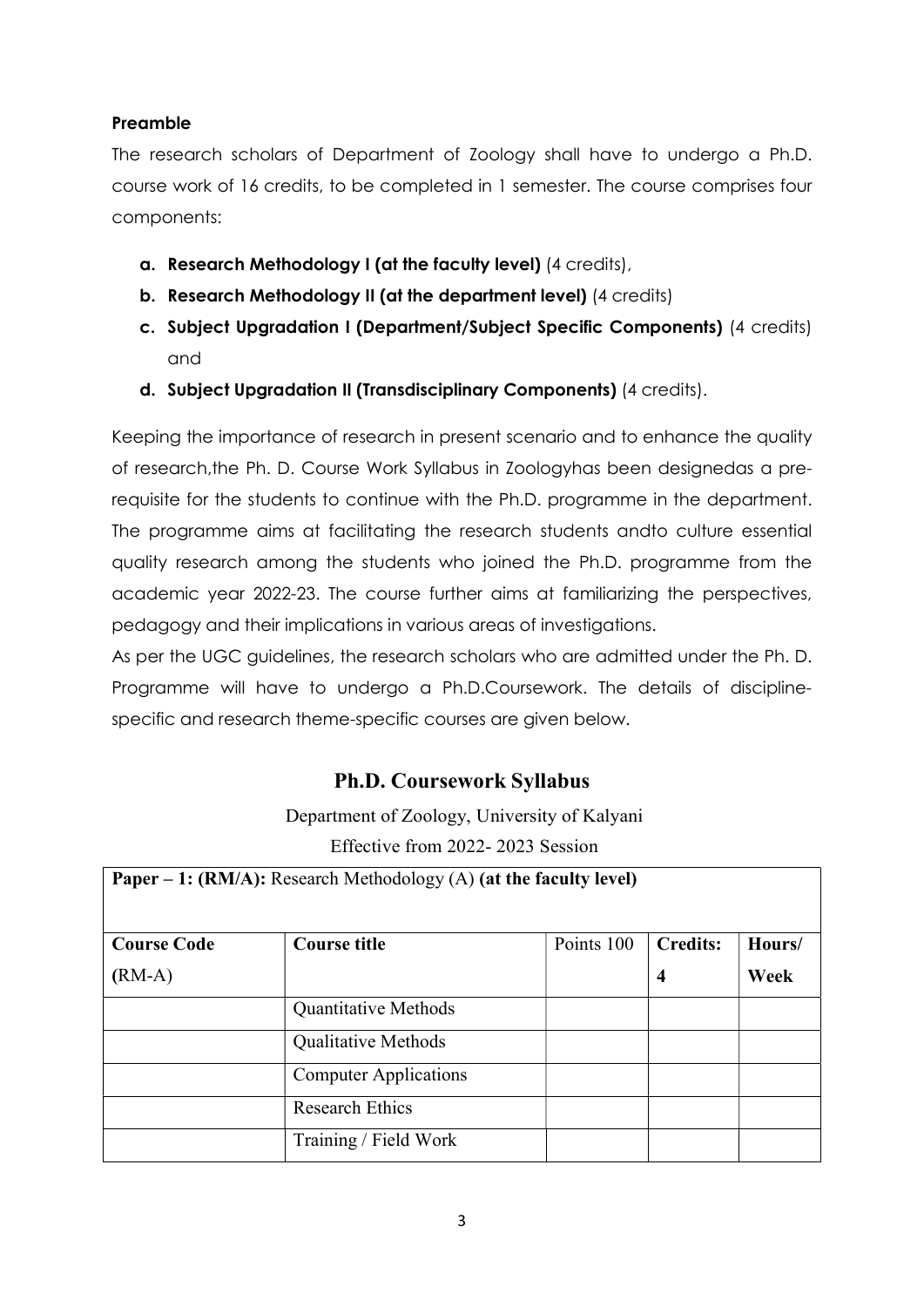**Preamble**

The research scholars of Department of Zoology shall have to undergo a Ph.D. course work of 16 credits, to be completed in 1 semester. The course comprises four components:

- **a. Research Methodology I (at the faculty level)** (4 credits),
- **b. Research Methodology II (at the department level)** (4 credits)
- **c. Subject Upgradation I (Department/Subject Specific Components)** (4 credits) and
- **d. Subject Upgradation II (Transdisciplinary Components)** (4 credits).

Keeping the importance of research in present scenario and to enhance the quality of research,the Ph. D. Course Work Syllabus in Zoologyhas been designedas a pre-requisite for the students to continue with the Ph.D. programme in the department. The programme aims at facilitating the research students andto culture essential quality research among the students who joined the Ph.D. programme from the academic year 2022-23. The course further aims at familiarizing the perspectives, pedagogy and their implications in various areas of investigations.

As per the UGC guidelines, the research scholars who are admitted under the Ph. D. Programme will have to undergo a Ph.D.Coursework. The details of discipline-specific and research theme-specific courses are given below.

## Ph.D. Coursework Syllabus

Department of Zoology, University of Kalyani

Effective from 2022- 2023 Session

| **Paper – 1: (RM/A):** Research Methodology (A) **(at the faculty level)** | | | | |
|---|---|---|---|---|
| **Course Code (RM-A)** | **Course title** | Points 100 | **Credits: 4** | **Hours/ Week** |
| | Quantitative Methods | | | |
| | Qualitative Methods | | | |
| | Computer Applications | | | |
| | Research Ethics | | | |
| | Training / Field Work | | | |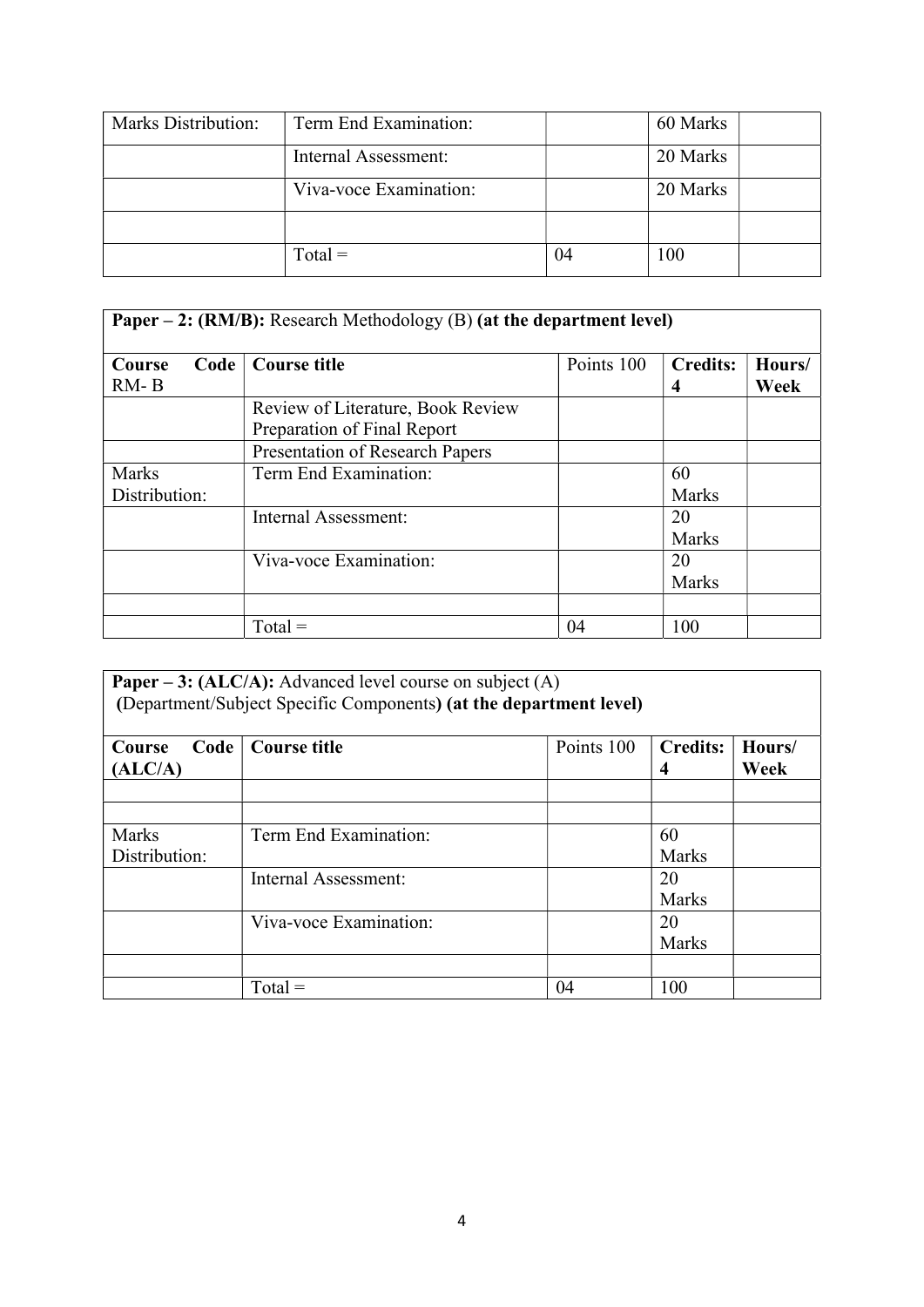| Marks Distribution: | Term End Examination: | | 60 Marks | |
|---|---|---|---|---|
| | Internal Assessment: | | 20 Marks | |
| | Viva-voce Examination: | | 20 Marks | |
| | | | | |
| | Total = | 04 | 100 | |

| **Paper – 2: (RM/B):** Research Methodology (B) **(at the department level)** | | | | |
|---|---|---|---|---|
| **Course Code** RM- B | **Course title** | Points 100 | **Credits: 4** | **Hours/ Week** |
| | Review of Literature, Book Review Preparation of Final Report | | | |
| | Presentation of Research Papers | | | |
| Marks Distribution: | Term End Examination: | | 60 Marks | |
| | Internal Assessment: | | 20 Marks | |
| | Viva-voce Examination: | | 20 Marks | |
| | | | | |
| | Total = | 04 | 100 | |

| **Paper – 3: (ALC/A):** Advanced level course on subject (A) **(**Department/Subject Specific Components**) (at the department level)** | | | | |
|---|---|---|---|---|
| **Course Code (ALC/A)** | **Course title** | Points 100 | **Credits: 4** | **Hours/ Week** |
| | | | | |
| | | | | |
| Marks Distribution: | Term End Examination: | | 60 Marks | |
| | Internal Assessment: | | 20 Marks | |
| | Viva-voce Examination: | | 20 Marks | |
| | | | | |
| | Total = | 04 | 100 | |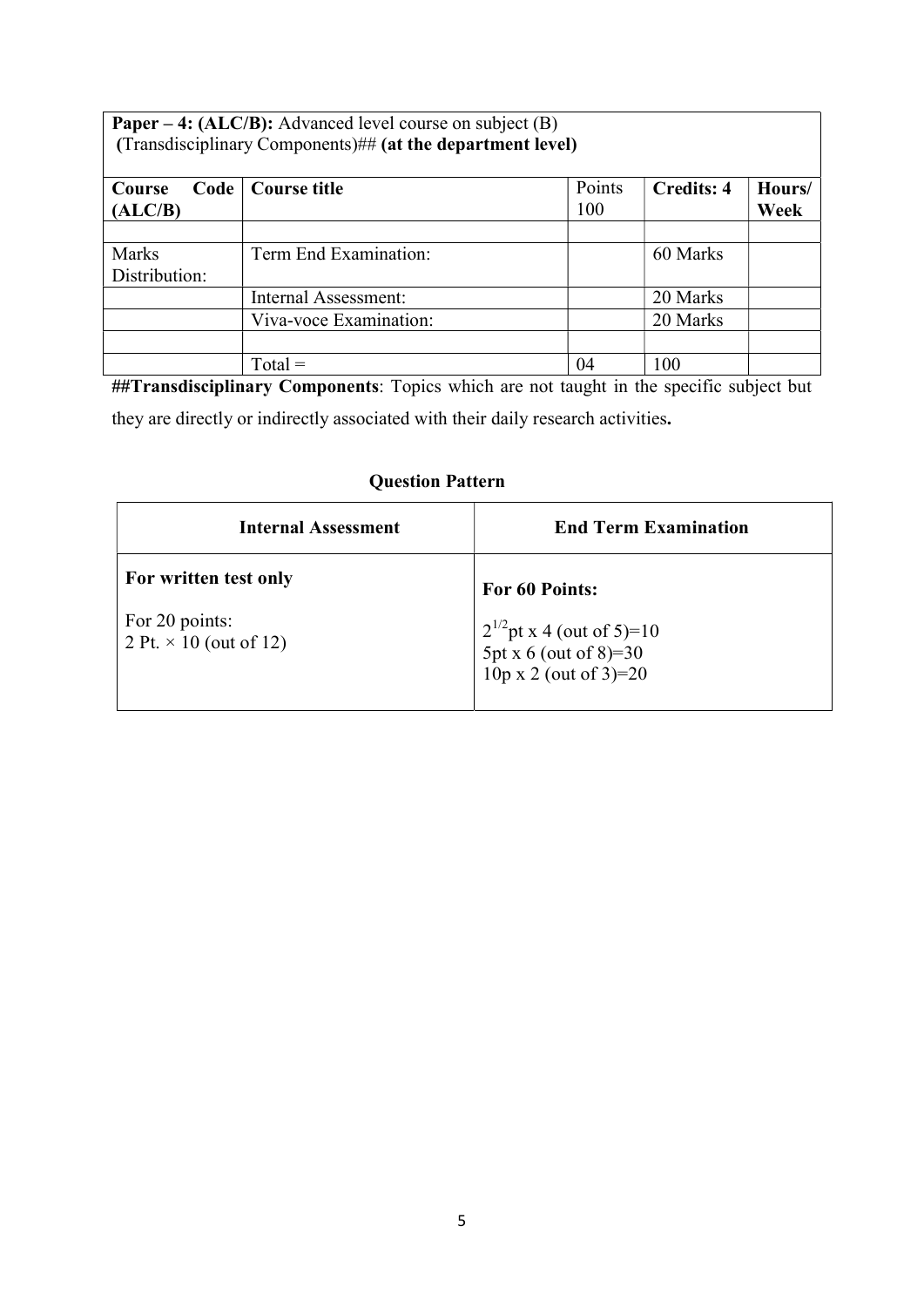| **Paper – 4: (ALC/B):** Advanced level course on subject (B) **(**Transdisciplinary Components)## **(at the department level)** | | | | |
|---|---|---|---|---|
| **Course Code (ALC/B)** | **Course title** | Points 100 | **Credits: 4** | **Hours/ Week** |
| | | | | |
| Marks Distribution: | Term End Examination: | | 60 Marks | |
| | Internal Assessment: | | 20 Marks | |
| | Viva-voce Examination: | | 20 Marks | |
| | | | | |
| | Total = | 04 | 100 | |

**##Transdisciplinary Components**: Topics which are not taught in the specific subject but they are directly or indirectly associated with their daily research activities**.**

**Question Pattern**

| **Internal Assessment** | **End Term Examination** |
|---|---|
| **For written test only**<br><br>For 20 points:<br>2 Pt. × 10 (out of 12) | **For 60 Points:**<br><br>$2^{1/2}$pt x 4 (out of 5)=10<br>5pt x 6 (out of 8)=30<br>10p x 2 (out of 3)=20 |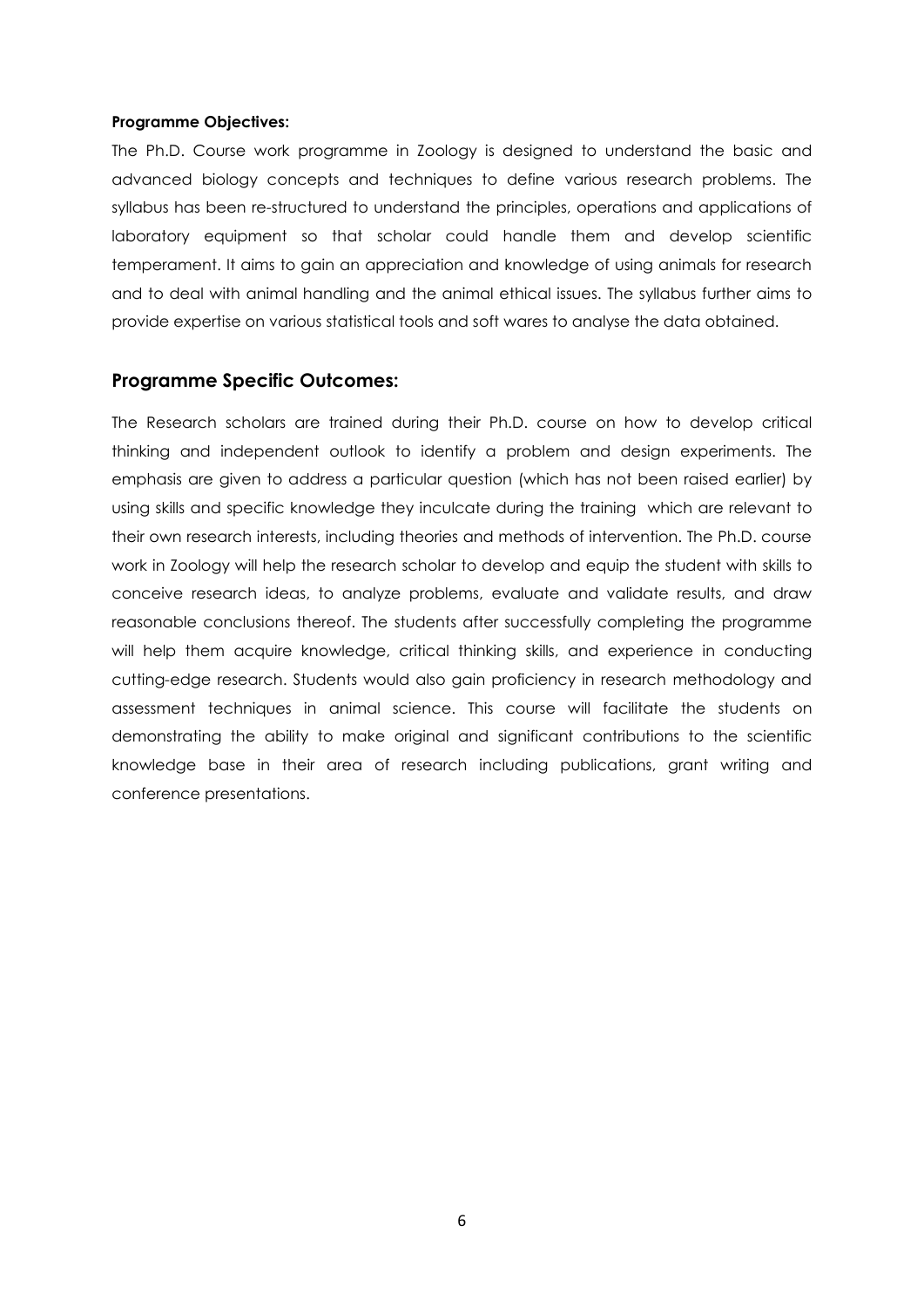**Programme Objectives:**

The Ph.D. Course work programme in Zoology is designed to understand the basic and advanced biology concepts and techniques to define various research problems. The syllabus has been re-structured to understand the principles, operations and applications of laboratory equipment so that scholar could handle them and develop scientific temperament. It aims to gain an appreciation and knowledge of using animals for research and to deal with animal handling and the animal ethical issues. The syllabus further aims to provide expertise on various statistical tools and soft wares to analyse the data obtained.

## Programme Specific Outcomes:

The Research scholars are trained during their Ph.D. course on how to develop critical thinking and independent outlook to identify a problem and design experiments. The emphasis are given to address a particular question (which has not been raised earlier) by using skills and specific knowledge they inculcate during the training which are relevant to their own research interests, including theories and methods of intervention. The Ph.D. course work in Zoology will help the research scholar to develop and equip the student with skills to conceive research ideas, to analyze problems, evaluate and validate results, and draw reasonable conclusions thereof. The students after successfully completing the programme will help them acquire knowledge, critical thinking skills, and experience in conducting cutting-edge research. Students would also gain proficiency in research methodology and assessment techniques in animal science. This course will facilitate the students on demonstrating the ability to make original and significant contributions to the scientific knowledge base in their area of research including publications, grant writing and conference presentations.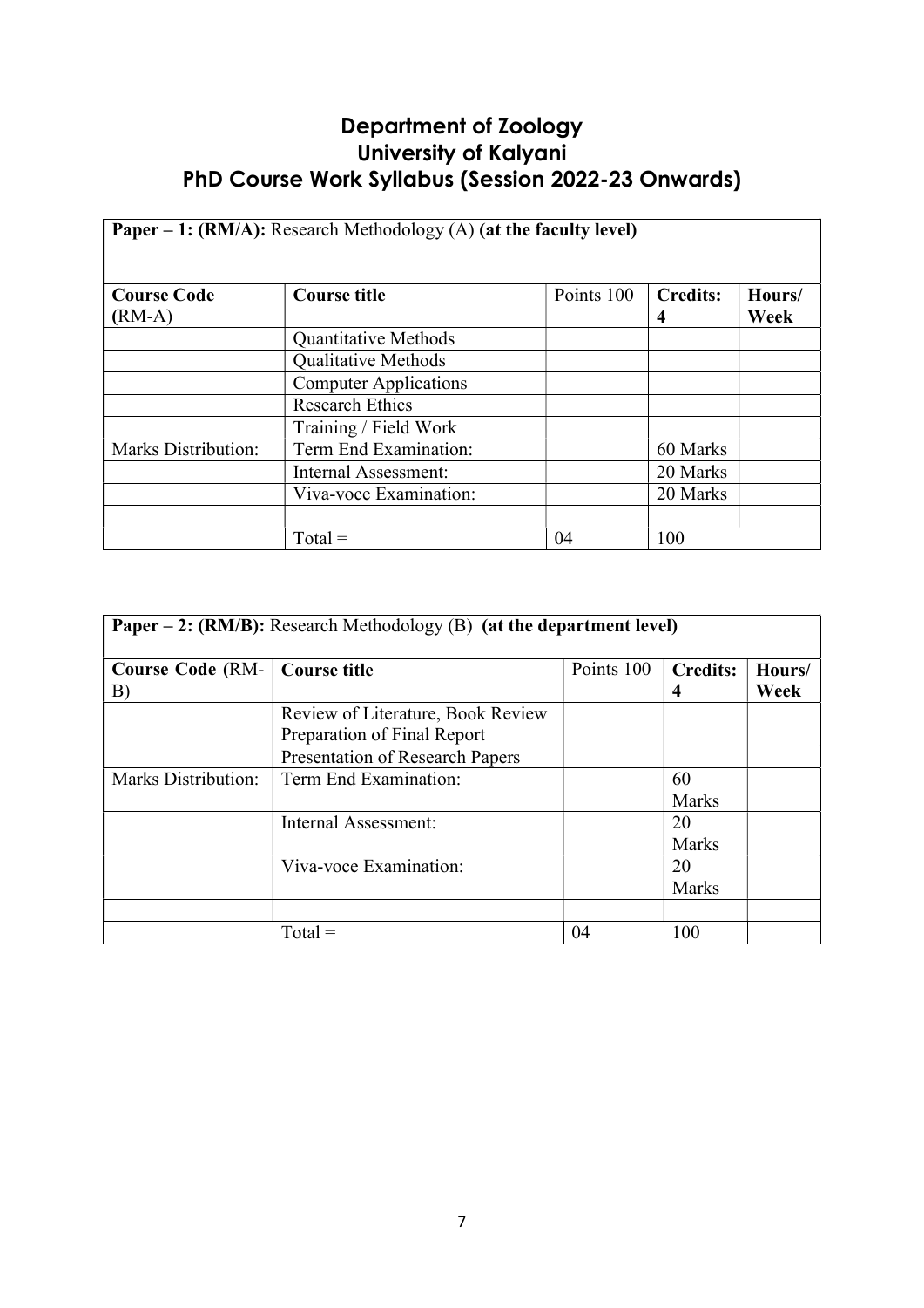# Department of Zoology
# University of Kalyani
# PhD Course Work Syllabus (Session 2022-23 Onwards)

| **Paper – 1: (RM/A):** Research Methodology (A) **(at the faculty level)** | | | | |
|---|---|---|---|---|
| **Course Code (RM-A)** | **Course title** | Points 100 | **Credits: 4** | **Hours/ Week** |
| | Quantitative Methods | | | |
| | Qualitative Methods | | | |
| | Computer Applications | | | |
| | Research Ethics | | | |
| | Training / Field Work | | | |
| Marks Distribution: | Term End Examination: | | 60 Marks | |
| | Internal Assessment: | | 20 Marks | |
| | Viva-voce Examination: | | 20 Marks | |
| | | | | |
| | Total = | 04 | 100 | |

| **Paper – 2: (RM/B):** Research Methodology (B) **(at the department level)** | | | | |
|---|---|---|---|---|
| **Course Code (RM-B)** | **Course title** | Points 100 | **Credits: 4** | **Hours/ Week** |
| | Review of Literature, Book Review Preparation of Final Report | | | |
| | Presentation of Research Papers | | | |
| Marks Distribution: | Term End Examination: | | 60 Marks | |
| | Internal Assessment: | | 20 Marks | |
| | Viva-voce Examination: | | 20 Marks | |
| | | | | |
| | Total = | 04 | 100 | |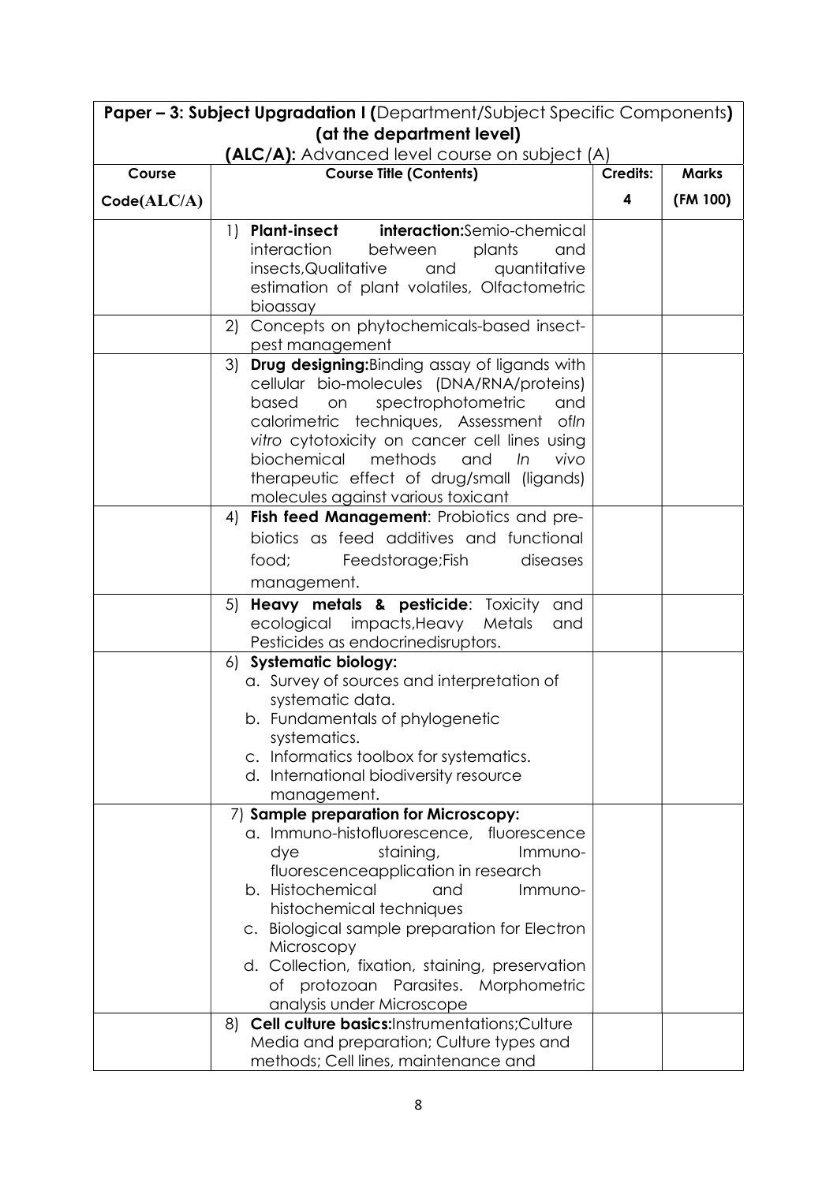| **Paper – 3: Subject Upgradation I (**Department/Subject Specific Components**)** | | | |
|---|---|---|---|
| **(at the department level)** | | | |
| **(ALC/A):** Advanced level course on subject (A) | | | |
| **Course Code(ALC/A)** | **Course Title (Contents)** | **Credits: 4** | **Marks (FM 100)** |
| | 1) **Plant-insect interaction:**Semio-chemical interaction between plants and insects,Qualitative and quantitative estimation of plant volatiles, Olfactometric bioassay | | |
| | 2) Concepts on phytochemicals-based insect-pest management | | |
| | 3) **Drug designing:**Binding assay of ligands with cellular bio-molecules (DNA/RNA/proteins) based on spectrophotometric and calorimetric techniques, Assessment of*In vitro* cytotoxicity on cancer cell lines using biochemical methods and *In vivo* therapeutic effect of drug/small (ligands) molecules against various toxicant | | |
| | 4) **Fish feed Management**: Probiotics and pre-biotics as feed additives and functional food; Feedstorage;Fish diseases management. | | |
| | 5) **Heavy metals & pesticide**: Toxicity and ecological impacts,Heavy Metals and Pesticides as endocrinedisruptors. | | |
| | 6) **Systematic biology:** <br> a. Survey of sources and interpretation of systematic data. <br> b. Fundamentals of phylogenetic systematics. <br> c. Informatics toolbox for systematics. <br> d. International biodiversity resource management. | | |
| | 7) **Sample preparation for Microscopy:** <br> a. Immuno-histofluorescence, fluorescence dye staining, Immuno-fluorescenceapplication in research <br> b. Histochemical and Immuno-histochemical techniques <br> c. Biological sample preparation for Electron Microscopy <br> d. Collection, fixation, staining, preservation of protozoan Parasites. Morphometric analysis under Microscope | | |
| | 8) **Cell culture basics:**Instrumentations;Culture Media and preparation; Culture types and methods; Cell lines, maintenance and | | |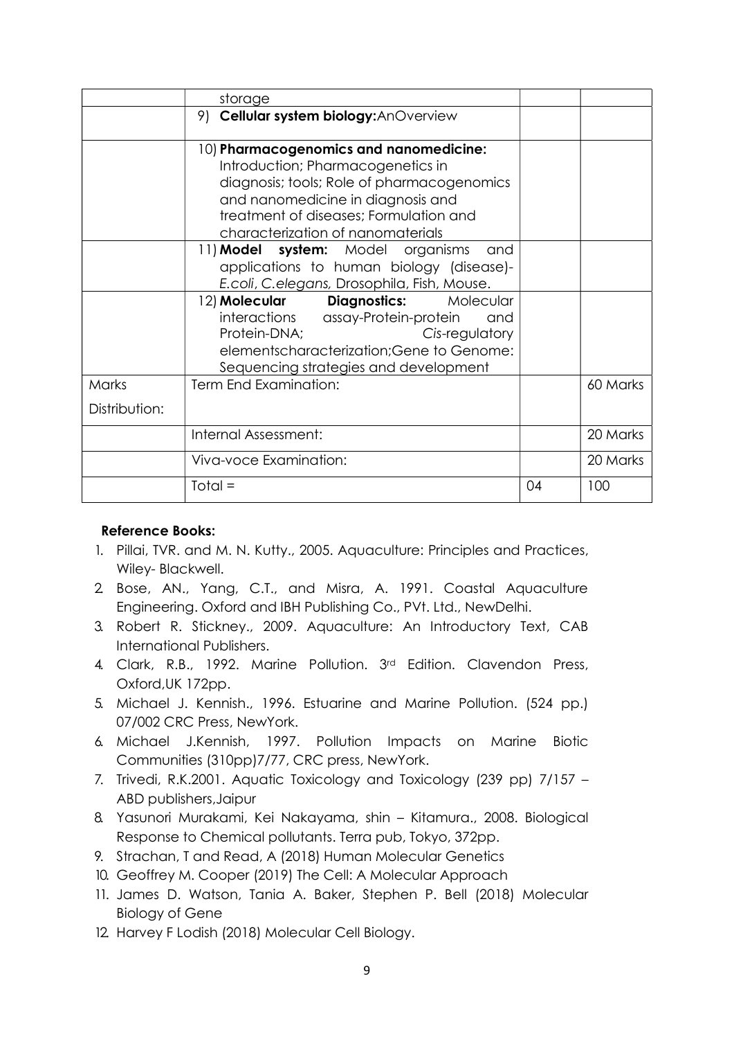| | | | |
|---|---|---|---|
| | storage | | |
| | 9) **Cellular system biology:**AnOverview | | |
| | 10) **Pharmacogenomics and nanomedicine:** Introduction; Pharmacogenetics in diagnosis; tools; Role of pharmacogenomics and nanomedicine in diagnosis and treatment of diseases; Formulation and characterization of nanomaterials | | |
| | 11) **Model system:** Model organisms and applications to human biology (disease)- *E.coli*, *C.elegans,* Drosophila, Fish, Mouse. | | |
| | 12) **Molecular Diagnostics:** Molecular interactions assay-Protein-protein and Protein-DNA; *Cis*-regulatory elementscharacterization;Gene to Genome: Sequencing strategies and development | | |
| Marks Distribution: | Term End Examination: | | 60 Marks |
| | Internal Assessment: | | 20 Marks |
| | Viva-voce Examination: | | 20 Marks |
| | Total = | 04 | 100 |

**Reference Books:**

1. Pillai, TVR. and M. N. Kutty., 2005. Aquaculture: Principles and Practices, Wiley- Blackwell.
2. Bose, AN., Yang, C.T., and Misra, A. 1991. Coastal Aquaculture Engineering. Oxford and IBH Publishing Co., PVt. Ltd., NewDelhi.
3. Robert R. Stickney., 2009. Aquaculture: An Introductory Text, CAB International Publishers.
4. Clark, R.B., 1992. Marine Pollution. 3rd Edition. Clavendon Press, Oxford,UK 172pp.
5. Michael J. Kennish., 1996. Estuarine and Marine Pollution. (524 pp.) 07/002 CRC Press, NewYork.
6. Michael J.Kennish, 1997. Pollution Impacts on Marine Biotic Communities (310pp)7/77, CRC press, NewYork.
7. Trivedi, R.K.2001. Aquatic Toxicology and Toxicology (239 pp) 7/157 – ABD publishers,Jaipur
8. Yasunori Murakami, Kei Nakayama, shin – Kitamura., 2008. Biological Response to Chemical pollutants. Terra pub, Tokyo, 372pp.
9. Strachan, T and Read, A (2018) Human Molecular Genetics
10. Geoffrey M. Cooper (2019) The Cell: A Molecular Approach
11. James D. Watson, Tania A. Baker, Stephen P. Bell (2018) Molecular Biology of Gene
12. Harvey F Lodish (2018) Molecular Cell Biology.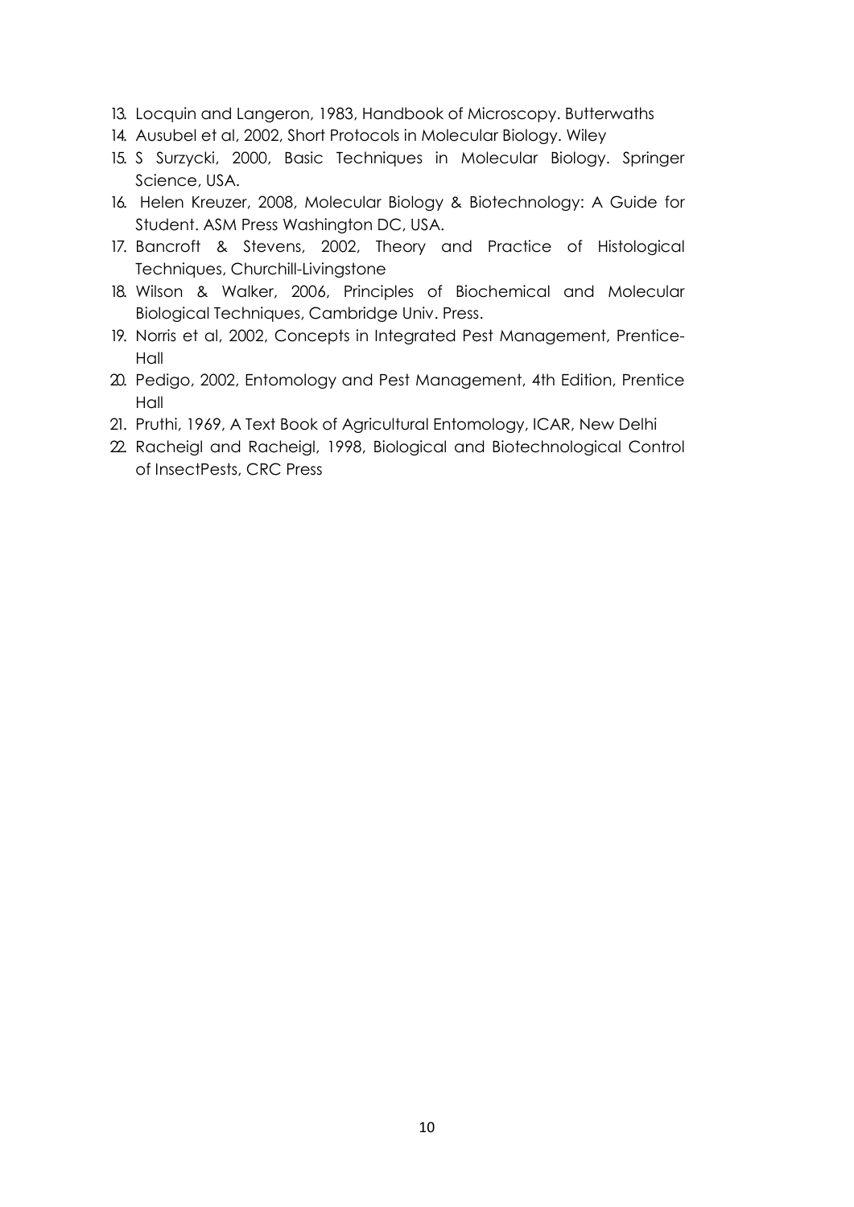13. Locquin and Langeron, 1983, Handbook of Microscopy. Butterwaths
14. Ausubel et al, 2002, Short Protocols in Molecular Biology. Wiley
15. S Surzycki, 2000, Basic Techniques in Molecular Biology. Springer Science, USA.
16. Helen Kreuzer, 2008, Molecular Biology & Biotechnology: A Guide for Student. ASM Press Washington DC, USA.
17. Bancroft & Stevens, 2002, Theory and Practice of Histological Techniques, Churchill-Livingstone
18. Wilson & Walker, 2006, Principles of Biochemical and Molecular Biological Techniques, Cambridge Univ. Press.
19. Norris et al, 2002, Concepts in Integrated Pest Management, Prentice-Hall
20. Pedigo, 2002, Entomology and Pest Management, 4th Edition, Prentice Hall
21. Pruthi, 1969, A Text Book of Agricultural Entomology, ICAR, New Delhi
22. Racheigl and Racheigl, 1998, Biological and Biotechnological Control of InsectPests, CRC Press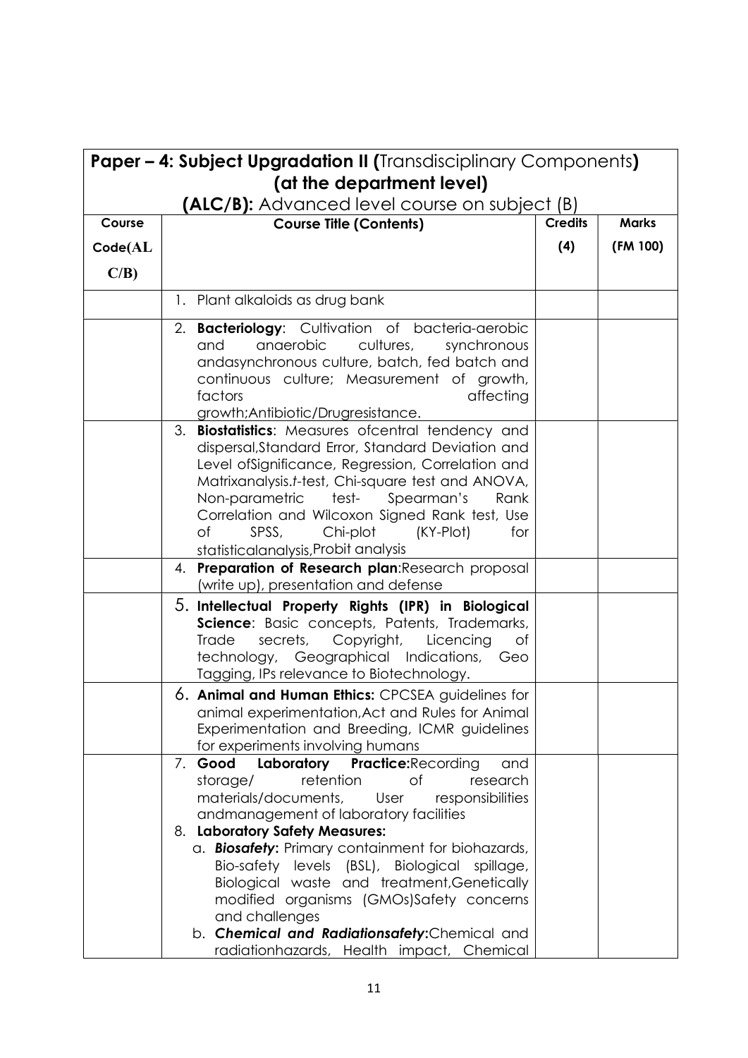| **Paper – 4: Subject Upgradation II (**Transdisciplinary Components**) (at the department level) (ALC/B):** Advanced level course on subject (B) | | | |
|---|---|---|---|
| **Course Code(ALC/B)** | **Course Title (Contents)** | **Credits (4)** | **Marks (FM 100)** |
| | 1. Plant alkaloids as drug bank | | |
| | 2. **Bacteriology**: Cultivation of bacteria-aerobic and anaerobic cultures, synchronous andasynchronous culture, batch, fed batch and continuous culture; Measurement of growth, factors affecting growth;Antibiotic/Drugresistance. | | |
| | 3. **Biostatistics**: Measures ofcentral tendency and dispersal,Standard Error, Standard Deviation and Level ofSignificance, Regression, Correlation and Matrixanalysis.*t*-test, Chi-square test and ANOVA, Non-parametric test- Spearman's Rank Correlation and Wilcoxon Signed Rank test, Use of SPSS, Chi-plot (KY-Plot) for statisticalanalysis,Probit analysis | | |
| | 4. **Preparation of Research plan**:Research proposal (write up), presentation and defense | | |
| | 5. **Intellectual Property Rights (IPR) in Biological Science**: Basic concepts, Patents, Trademarks, Trade secrets, Copyright, Licencing of technology, Geographical Indications, Geo Tagging, IPs relevance to Biotechnology. | | |
| | 6. **Animal and Human Ethics:** CPCSEA guidelines for animal experimentation,Act and Rules for Animal Experimentation and Breeding, ICMR guidelines for experiments involving humans | | |
| | 7. **Good Laboratory Practice:**Recording and storage/ retention of research materials/documents, User responsibilities andmanagement of laboratory facilities<br>8. **Laboratory Safety Measures:**<br>a. ***Biosafety*:** Primary containment for biohazards, Bio-safety levels (BSL), Biological spillage, Biological waste and treatment,Genetically modified organisms (GMOs)Safety concerns and challenges<br>b. ***Chemical and Radiationsafety*:**Chemical and radiationhazards, Health impact, Chemical | | |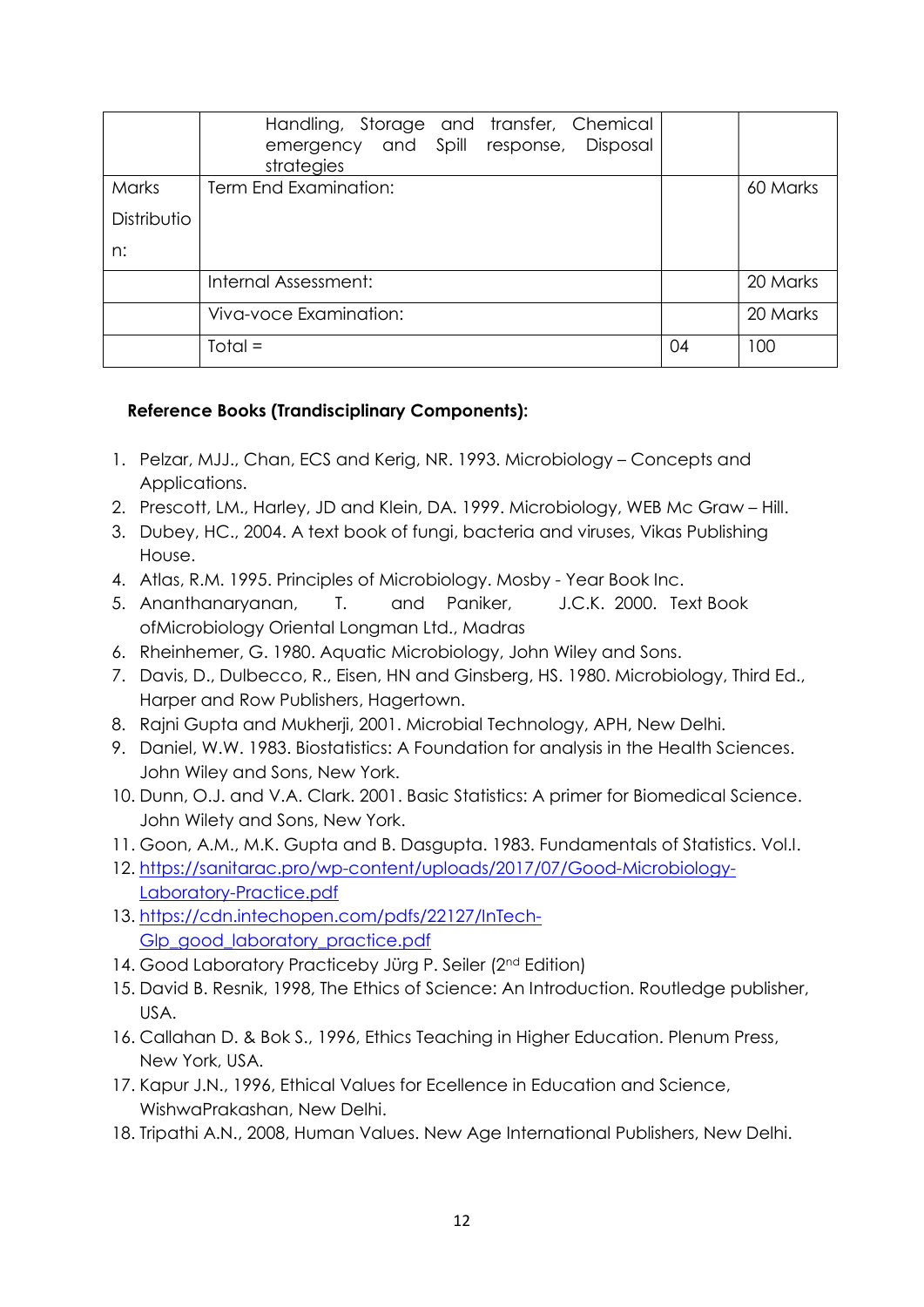| | | | |
|---|---|---|---|
| | Handling, Storage and transfer, Chemical emergency and Spill response, Disposal strategies | | |
| Marks Distribution: | Term End Examination: | | 60 Marks |
| | Internal Assessment: | | 20 Marks |
| | Viva-voce Examination: | | 20 Marks |
| | Total = | 04 | 100 |

**Reference Books (Trandisciplinary Components):**

1. Pelzar, MJJ., Chan, ECS and Kerig, NR. 1993. Microbiology – Concepts and Applications.
2. Prescott, LM., Harley, JD and Klein, DA. 1999. Microbiology, WEB Mc Graw – Hill.
3. Dubey, HC., 2004. A text book of fungi, bacteria and viruses, Vikas Publishing House.
4. Atlas, R.M. 1995. Principles of Microbiology. Mosby - Year Book Inc.
5. Ananthanaryanan, T. and Paniker, J.C.K. 2000. Text Book ofMicrobiology Oriental Longman Ltd., Madras
6. Rheinhemer, G. 1980. Aquatic Microbiology, John Wiley and Sons.
7. Davis, D., Dulbecco, R., Eisen, HN and Ginsberg, HS. 1980. Microbiology, Third Ed., Harper and Row Publishers, Hagertown.
8. Rajni Gupta and Mukherji, 2001. Microbial Technology, APH, New Delhi.
9. Daniel, W.W. 1983. Biostatistics: A Foundation for analysis in the Health Sciences. John Wiley and Sons, New York.
10. Dunn, O.J. and V.A. Clark. 2001. Basic Statistics: A primer for Biomedical Science. John Wilety and Sons, New York.
11. Goon, A.M., M.K. Gupta and B. Dasgupta. 1983. Fundamentals of Statistics. Vol.I.
12. https://sanitarac.pro/wp-content/uploads/2017/07/Good-Microbiology-Laboratory-Practice.pdf
13. https://cdn.intechopen.com/pdfs/22127/InTech-Glp_good_laboratory_practice.pdf
14. Good Laboratory Practiceby Jürg P. Seiler (2nd Edition)
15. David B. Resnik, 1998, The Ethics of Science: An Introduction. Routledge publisher, USA.
16. Callahan D. & Bok S., 1996, Ethics Teaching in Higher Education. Plenum Press, New York, USA.
17. Kapur J.N., 1996, Ethical Values for Ecellence in Education and Science, WishwaPrakashan, New Delhi.
18. Tripathi A.N., 2008, Human Values. New Age International Publishers, New Delhi.